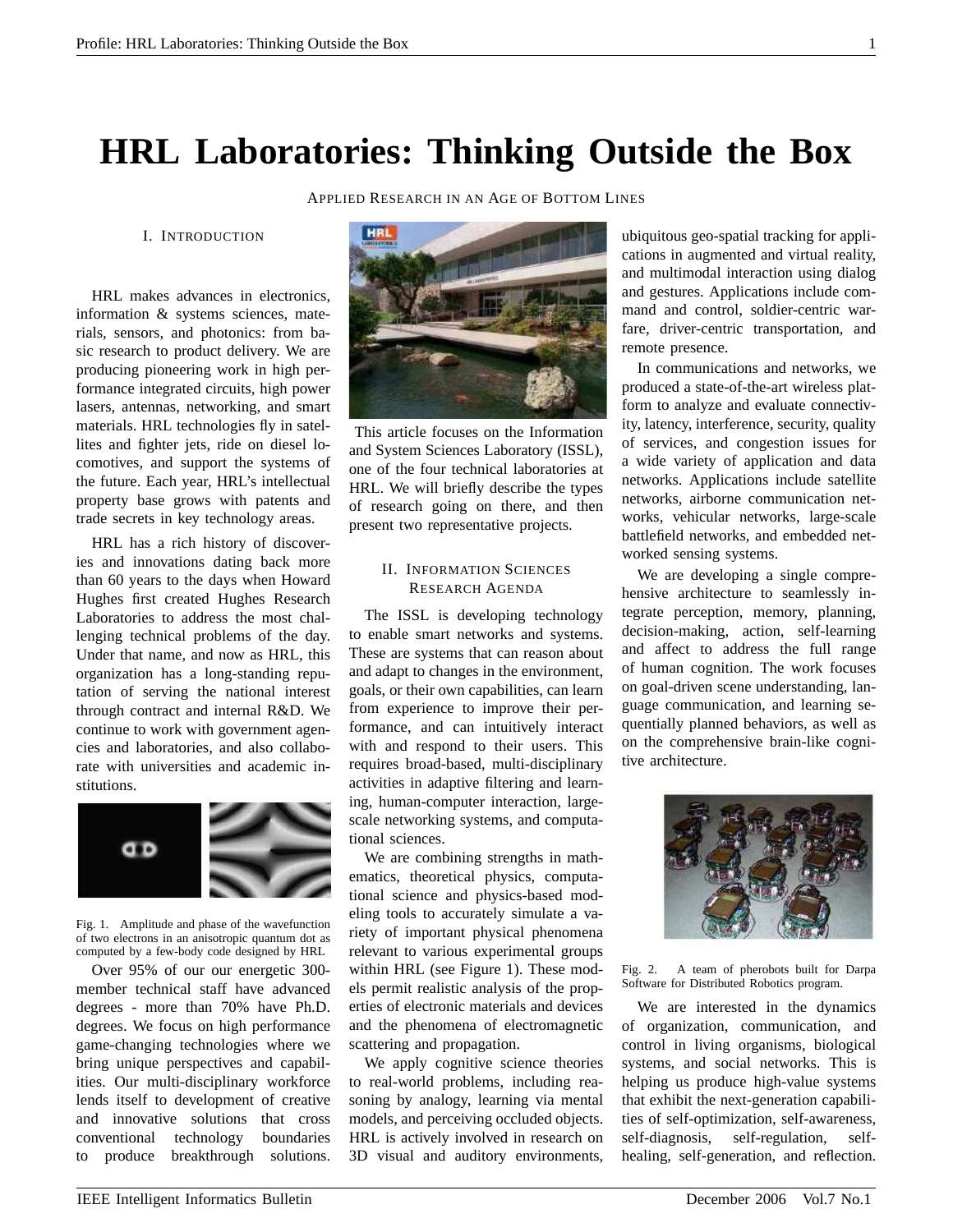# HRL Laboratories: Thinking Outside the Box

APPLIED RESEARCH IN AN AGE OF BOTTOM LINES

## I. INTRODUCTION

HRL makes advances in electronics, information & systems sciences, materials, sensors, and photonics: from basic research to product delivery. We are producing pioneering work in high performance integrated circuits, high power lasers, antennas, networking, and smart materials. HRL technologies fly in satellites and fighter jets, ride on diesel locomotives, and support the systems of the future. Each year, HRL's intellectual property base grows with patents and trade secrets in key technology areas.

HRL has a rich history of discoveries and innovations dating back more than 60 years to the days when Howard Hughes first created Hughes Research Laboratories to address the most challenging technical problems of the day. Under that name, and now as HRL, this organization has a long-standing reputation of serving the national interest through contract and internal R&D. We continue to work with government agencies and laboratories, and also collaborate with universities and academic institutions.

Fig. 1. Amplitude and phase of the wavefunction of two electrons in an anisotropic quantum dot as computed by a few-body code designed by HRL

Over 95% of our our energetic 300-member technical staff have advanced degrees - more than 70% have Ph.D. degrees. We focus on high performance game-changing technologies where we bring unique perspectives and capabilities. Our multi-disciplinary workforce lends itself to development of creative and innovative solutions that cross conventional technology boundaries to produce breakthrough solutions.

This article focuses on the Information and System Sciences Laboratory (ISSL), one of the four technical laboratories at HRL. We will briefly describe the types of research going on there, and then present two representative projects.

## II. INFORMATION SCIENCES RESEARCH AGENDA

The ISSL is developing technology to enable smart networks and systems. These are systems that can reason about and adapt to changes in the environment, goals, or their own capabilities, can learn from experience to improve their performance, and can intuitively interact with and respond to their users. This requires broad-based, multi-disciplinary activities in adaptive filtering and learning, human-computer interaction, large-scale networking systems, and computational sciences.

We are combining strengths in mathematics, theoretical physics, computational science and physics-based modeling tools to accurately simulate a variety of important physical phenomena relevant to various experimental groups within HRL (see Figure 1). These models permit realistic analysis of the properties of electronic materials and devices and the phenomena of electromagnetic scattering and propagation.

We apply cognitive science theories to real-world problems, including reasoning by analogy, learning via mental models, and perceiving occluded objects. HRL is actively involved in research on 3D visual and auditory environments, ubiquitous geo-spatial tracking for applications in augmented and virtual reality, and multimodal interaction using dialog and gestures. Applications include command and control, soldier-centric warfare, driver-centric transportation, and remote presence.

In communications and networks, we produced a state-of-the-art wireless platform to analyze and evaluate connectivity, latency, interference, security, quality of services, and congestion issues for a wide variety of application and data networks. Applications include satellite networks, airborne communication networks, vehicular networks, large-scale battlefield networks, and embedded networked sensing systems.

We are developing a single comprehensive architecture to seamlessly integrate perception, memory, planning, decision-making, action, self-learning and affect to address the full range of human cognition. The work focuses on goal-driven scene understanding, language communication, and learning sequentially planned behaviors, as well as on the comprehensive brain-like cognitive architecture.

Fig. 2. A team of pherobots built for Darpa Software for Distributed Robotics program.

We are interested in the dynamics of organization, communication, and control in living organisms, biological systems, and social networks. This is helping us produce high-value systems that exhibit the next-generation capabilities of self-optimization, self-awareness, self-diagnosis, self-regulation, self-healing, self-generation, and reflection.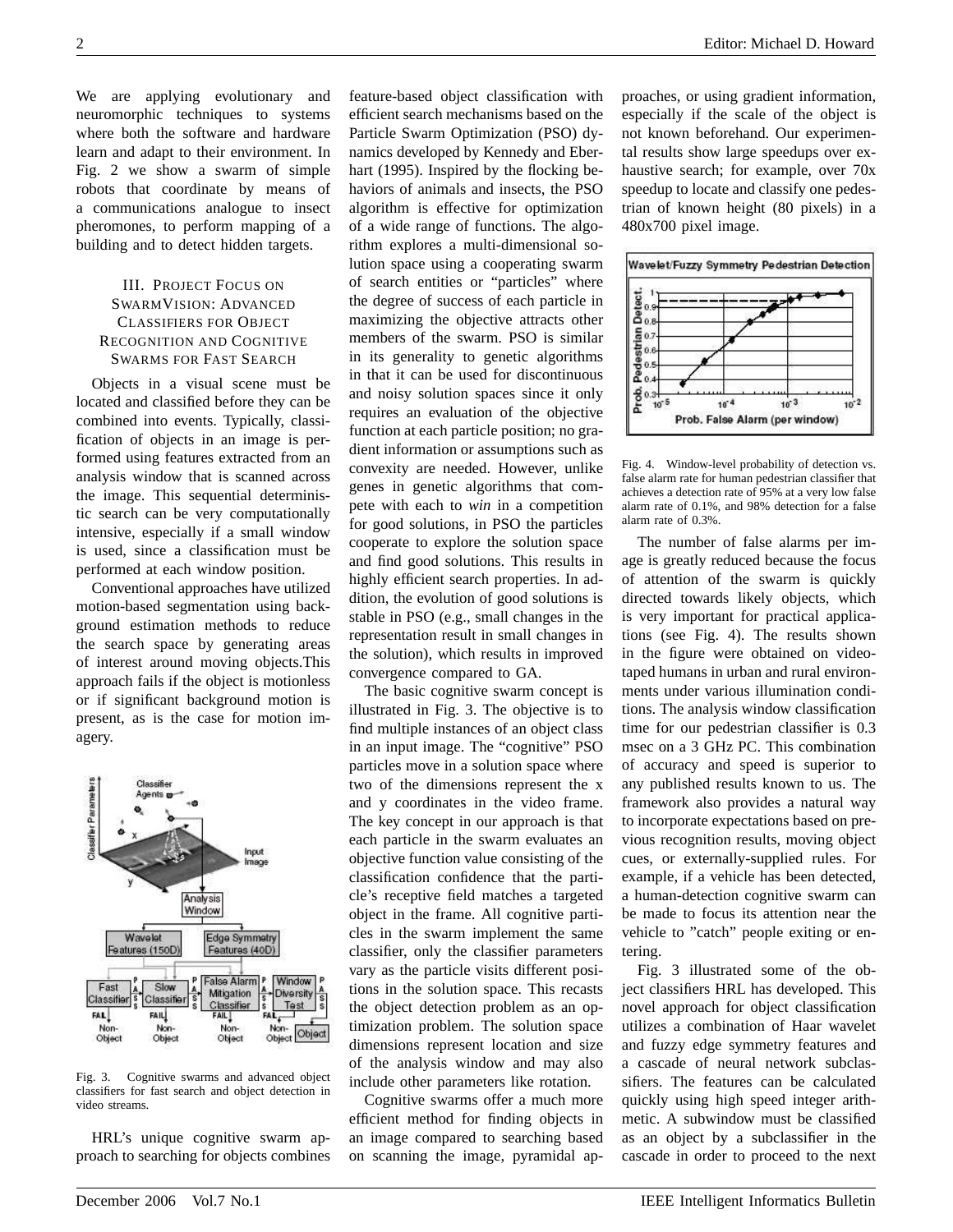We are applying evolutionary and neuromorphic techniques to systems where both the software and hardware learn and adapt to their environment. In Fig. 2 we show a swarm of simple robots that coordinate by means of a communications analogue to insect pheromones, to perform mapping of a building and to detect hidden targets.

## III. Project Focus on SwarmVision: Advanced Classifiers for Object Recognition and Cognitive Swarms for Fast Search

Objects in a visual scene must be located and classified before they can be combined into events. Typically, classification of objects in an image is performed using features extracted from an analysis window that is scanned across the image. This sequential deterministic search can be very computationally intensive, especially if a small window is used, since a classification must be performed at each window position.

Conventional approaches have utilized motion-based segmentation using background estimation methods to reduce the search space by generating areas of interest around moving objects.This approach fails if the object is motionless or if significant background motion is present, as is the case for motion imagery.

Fig. 3. Cognitive swarms and advanced object classifiers for fast search and object detection in video streams.

HRL's unique cognitive swarm approach to searching for objects combines feature-based object classification with efficient search mechanisms based on the Particle Swarm Optimization (PSO) dynamics developed by Kennedy and Eberhart (1995). Inspired by the flocking behaviors of animals and insects, the PSO algorithm is effective for optimization of a wide range of functions. The algorithm explores a multi-dimensional solution space using a cooperating swarm of search entities or "particles" where the degree of success of each particle in maximizing the objective attracts other members of the swarm. PSO is similar in its generality to genetic algorithms in that it can be used for discontinuous and noisy solution spaces since it only requires an evaluation of the objective function at each particle position; no gradient information or assumptions such as convexity are needed. However, unlike genes in genetic algorithms that compete with each to *win* in a competition for good solutions, in PSO the particles cooperate to explore the solution space and find good solutions. This results in highly efficient search properties. In addition, the evolution of good solutions is stable in PSO (e.g., small changes in the representation result in small changes in the solution), which results in improved convergence compared to GA.

The basic cognitive swarm concept is illustrated in Fig. 3. The objective is to find multiple instances of an object class in an input image. The "cognitive" PSO particles move in a solution space where two of the dimensions represent the x and y coordinates in the video frame. The key concept in our approach is that each particle in the swarm evaluates an objective function value consisting of the classification confidence that the particle's receptive field matches a targeted object in the frame. All cognitive particles in the swarm implement the same classifier, only the classifier parameters vary as the particle visits different positions in the solution space. This recasts the object detection problem as an optimization problem. The solution space dimensions represent location and size of the analysis window and may also include other parameters like rotation.

Cognitive swarms offer a much more efficient method for finding objects in an image compared to searching based on scanning the image, pyramidal approaches, or using gradient information, especially if the scale of the object is not known beforehand. Our experimental results show large speedups over exhaustive search; for example, over 70x speedup to locate and classify one pedestrian of known height (80 pixels) in a 480x700 pixel image.

Fig. 4. Window-level probability of detection vs. false alarm rate for human pedestrian classifier that achieves a detection rate of 95% at a very low false alarm rate of 0.1%, and 98% detection for a false alarm rate of 0.3%.

The number of false alarms per image is greatly reduced because the focus of attention of the swarm is quickly directed towards likely objects, which is very important for practical applications (see Fig. 4). The results shown in the figure were obtained on videotaped humans in urban and rural environments under various illumination conditions. The analysis window classification time for our pedestrian classifier is 0.3 msec on a 3 GHz PC. This combination of accuracy and speed is superior to any published results known to us. The framework also provides a natural way to incorporate expectations based on previous recognition results, moving object cues, or externally-supplied rules. For example, if a vehicle has been detected, a human-detection cognitive swarm can be made to focus its attention near the vehicle to "catch" people exiting or entering.

Fig. 3 illustrated some of the object classifiers HRL has developed. This novel approach for object classification utilizes a combination of Haar wavelet and fuzzy edge symmetry features and a cascade of neural network subclassifiers. The features can be calculated quickly using high speed integer arithmetic. A subwindow must be classified as an object by a subclassifier in the cascade in order to proceed to the next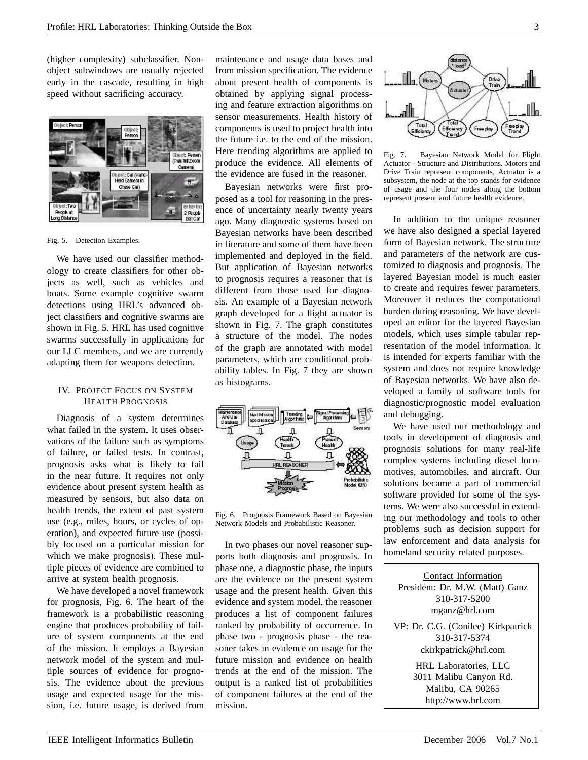(higher complexity) subclassifier. Non-object subwindows are usually rejected early in the cascade, resulting in high speed without sacrificing accuracy.

Fig. 5. Detection Examples.

We have used our classifier methodology to create classifiers for other objects as well, such as vehicles and boats. Some example cognitive swarm detections using HRL's advanced object classifiers and cognitive swarms are shown in Fig. 5. HRL has used cognitive swarms successfully in applications for our LLC members, and we are currently adapting them for weapons detection.

## IV. Project Focus on System Health Prognosis

Diagnosis of a system determines what failed in the system. It uses observations of the failure such as symptoms of failure, or failed tests. In contrast, prognosis asks what is likely to fail in the near future. It requires not only evidence about present system health as measured by sensors, but also data on health trends, the extent of past system use (e.g., miles, hours, or cycles of operation), and expected future use (possibly focused on a particular mission for which we make prognosis). These multiple pieces of evidence are combined to arrive at system health prognosis.

We have developed a novel framework for prognosis, Fig. 6. The heart of the framework is a probabilistic reasoning engine that produces probability of failure of system components at the end of the mission. It employs a Bayesian network model of the system and multiple sources of evidence for prognosis. The evidence about the previous usage and expected usage for the mission, i.e. future usage, is derived from maintenance and usage data bases and from mission specification. The evidence about present health of components is obtained by applying signal processing and feature extraction algorithms on sensor measurements. Health history of components is used to project health into the future i.e. to the end of the mission. Here trending algorithms are applied to produce the evidence. All elements of the evidence are fused in the reasoner.

Bayesian networks were first proposed as a tool for reasoning in the presence of uncertainty nearly twenty years ago. Many diagnostic systems based on Bayesian networks have been described in literature and some of them have been implemented and deployed in the field. But application of Bayesian networks to prognosis requires a reasoner that is different from those used for diagnosis. An example of a Bayesian network graph developed for a flight actuator is shown in Fig. 7. The graph constitutes a structure of the model. The nodes of the graph are annotated with model parameters, which are conditional probability tables. In Fig. 7 they are shown as histograms.

Fig. 6. Prognosis Framework Based on Bayesian Network Models and Probabilistic Reasoner.

In two phases our novel reasoner supports both diagnosis and prognosis. In phase one, a diagnostic phase, the inputs are the evidence on the present system usage and the present health. Given this evidence and system model, the reasoner produces a list of component failures ranked by probability of occurrence. In phase two - prognosis phase - the reasoner takes in evidence on usage for the future mission and evidence on health trends at the end of the mission. The output is a ranked list of probabilities of component failures at the end of the mission.

Fig. 7. Bayesian Network Model for Flight Actuator - Structure and Distributions. Motors and Drive Train represent components, Actuator is a subsystem, the node at the top stands for evidence of usage and the four nodes along the bottom represent present and future health evidence.

In addition to the unique reasoner we have also designed a special layered form of Bayesian network. The structure and parameters of the network are customized to diagnosis and prognosis. The layered Bayesian model is much easier to create and requires fewer parameters. Moreover it reduces the computational burden during reasoning. We have developed an editor for the layered Bayesian models, which uses simple tabular representation of the model information. It is intended for experts familiar with the system and does not require knowledge of Bayesian networks. We have also developed a family of software tools for diagnostic/prognostic model evaluation and debugging.

We have used our methodology and tools in development of diagnosis and prognosis solutions for many real-life complex systems including diesel locomotives, automobiles, and aircraft. Our solutions became a part of commercial software provided for some of the systems. We were also successful in extending our methodology and tools to other problems such as decision support for law enforcement and data analysis for homeland security related purposes.

Contact Information

President: Dr. M.W. (Matt) Ganz
310-317-5200
mganz@hrl.com

VP: Dr. C.G. (Conilee) Kirkpatrick
310-317-5374
ckirkpatrick@hrl.com

HRL Laboratories, LLC
3011 Malibu Canyon Rd.
Malibu, CA 90265
http://www.hrl.com